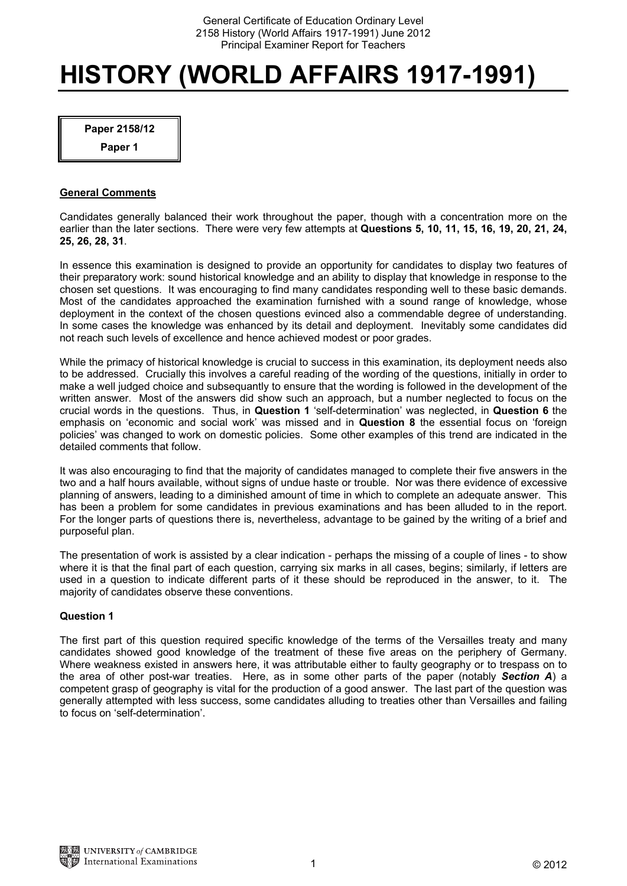# HISTORY (WORLD AFFAIRS 1917-1991)

**Paper 2158/12**

**Paper 1**

## General Comments

Candidates generally balanced their work throughout the paper, though with a concentration more on the earlier than the later sections. There were very few attempts at **Questions 5, 10, 11, 15, 16, 19, 20, 21, *24*, 25, 26, 28, 31**.

In essence this examination is designed to provide an opportunity for candidates to display two features of their preparatory work: sound historical knowledge and an ability to display that knowledge in response to the chosen set questions. It was encouraging to find many candidates responding well to these basic demands. Most of the candidates approached the examination furnished with a sound range of knowledge, whose deployment in the context of the chosen questions evinced also a commendable degree of understanding. In some cases the knowledge was enhanced by its detail and deployment. Inevitably some candidates did not reach such levels of excellence and hence achieved modest or poor grades.

While the primacy of historical knowledge is crucial to success in this examination, its deployment needs also to be addressed. Crucially this involves a careful reading of the wording of the questions, initially in order to make a well judged choice and subsequantly to ensure that the wording is followed in the development of the written answer. Most of the answers did show such an approach, but a number neglected to focus on the crucial words in the questions. Thus, in **Question 1** 'self-determination' was neglected, in **Question 6** the emphasis on 'economic and social work' was missed and in **Question 8** the essential focus on 'foreign policies' was changed to work on domestic policies. Some other examples of this trend are indicated in the detailed comments that follow.

It was also encouraging to find that the majority of candidates managed to complete their five answers in the two and a half hours available, without signs of undue haste or trouble. Nor was there evidence of excessive planning of answers, leading to a diminished amount of time in which to complete an adequate answer. This has been a problem for some candidates in previous examinations and has been alluded to in the report. For the longer parts of questions there is, nevertheless, advantage to be gained by the writing of a brief and purposeful plan.

The presentation of work is assisted by a clear indication - perhaps the missing of a couple of lines - to show where it is that the final part of each question, carrying six marks in all cases, begins; similarly, if letters are used in a question to indicate different parts of it these should be reproduced in the answer, to it. The majority of candidates observe these conventions.

### Question 1

The first part of this question required specific knowledge of the terms of the Versailles treaty and many candidates showed good knowledge of the treatment of these five areas on the periphery of Germany. Where weakness existed in answers here, it was attributable either to faulty geography or to trespass on to the area of other post-war treaties. Here, as in some other parts of the paper (notably ***Section A***) a competent grasp of geography is vital for the production of a good answer. The last part of the question was generally attempted with less success, some candidates alluding to treaties other than Versailles and failing to focus on 'self-determination'.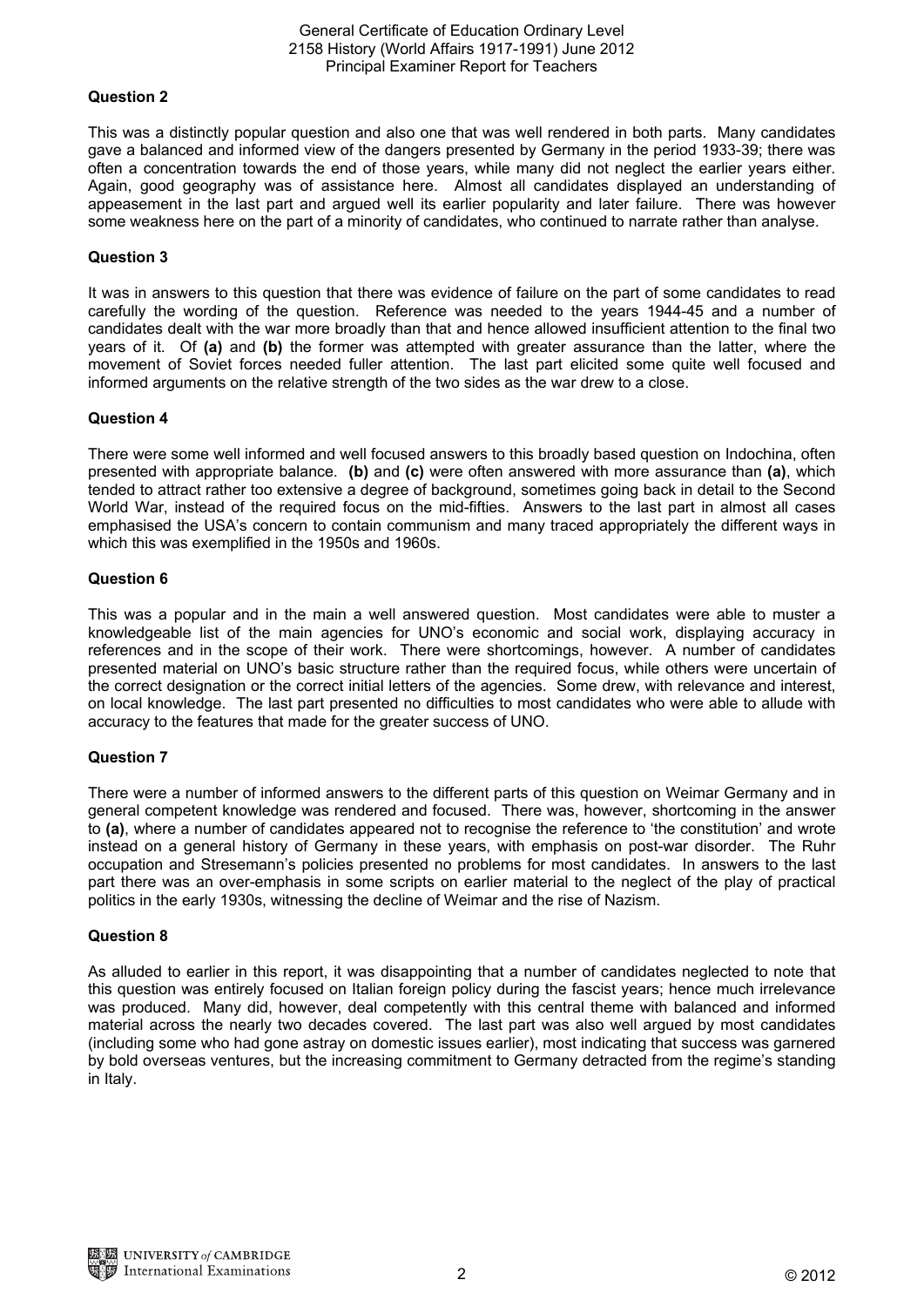### Question 2

This was a distinctly popular question and also one that was well rendered in both parts. Many candidates gave a balanced and informed view of the dangers presented by Germany in the period 1933-39; there was often a concentration towards the end of those years, while many did not neglect the earlier years either. Again, good geography was of assistance here. Almost all candidates displayed an understanding of appeasement in the last part and argued well its earlier popularity and later failure. There was however some weakness here on the part of a minority of candidates, who continued to narrate rather than analyse.

### Question 3

It was in answers to this question that there was evidence of failure on the part of some candidates to read carefully the wording of the question. Reference was needed to the years 1944-45 and a number of candidates dealt with the war more broadly than that and hence allowed insufficient attention to the final two years of it. Of **(a)** and **(b)** the former was attempted with greater assurance than the latter, where the movement of Soviet forces needed fuller attention. The last part elicited some quite well focused and informed arguments on the relative strength of the two sides as the war drew to a close.

### Question 4

There were some well informed and well focused answers to this broadly based question on Indochina, often presented with appropriate balance. **(b)** and **(c)** were often answered with more assurance than **(a)**, which tended to attract rather too extensive a degree of background, sometimes going back in detail to the Second World War, instead of the required focus on the mid-fifties. Answers to the last part in almost all cases emphasised the USA's concern to contain communism and many traced appropriately the different ways in which this was exemplified in the 1950s and 1960s.

### Question 6

This was a popular and in the main a well answered question. Most candidates were able to muster a knowledgeable list of the main agencies for UNO's economic and social work, displaying accuracy in references and in the scope of their work. There were shortcomings, however. A number of candidates presented material on UNO's basic structure rather than the required focus, while others were uncertain of the correct designation or the correct initial letters of the agencies. Some drew, with relevance and interest, on local knowledge. The last part presented no difficulties to most candidates who were able to allude with accuracy to the features that made for the greater success of UNO.

### Question 7

There were a number of informed answers to the different parts of this question on Weimar Germany and in general competent knowledge was rendered and focused. There was, however, shortcoming in the answer to **(a)**, where a number of candidates appeared not to recognise the reference to 'the constitution' and wrote instead on a general history of Germany in these years, with emphasis on post-war disorder. The Ruhr occupation and Stresemann's policies presented no problems for most candidates. In answers to the last part there was an over-emphasis in some scripts on earlier material to the neglect of the play of practical politics in the early 1930s, witnessing the decline of Weimar and the rise of Nazism.

### Question 8

As alluded to earlier in this report, it was disappointing that a number of candidates neglected to note that this question was entirely focused on Italian foreign policy during the fascist years; hence much irrelevance was produced. Many did, however, deal competently with this central theme with balanced and informed material across the nearly two decades covered. The last part was also well argued by most candidates (including some who had gone astray on domestic issues earlier), most indicating that success was garnered by bold overseas ventures, but the increasing commitment to Germany detracted from the regime's standing in Italy.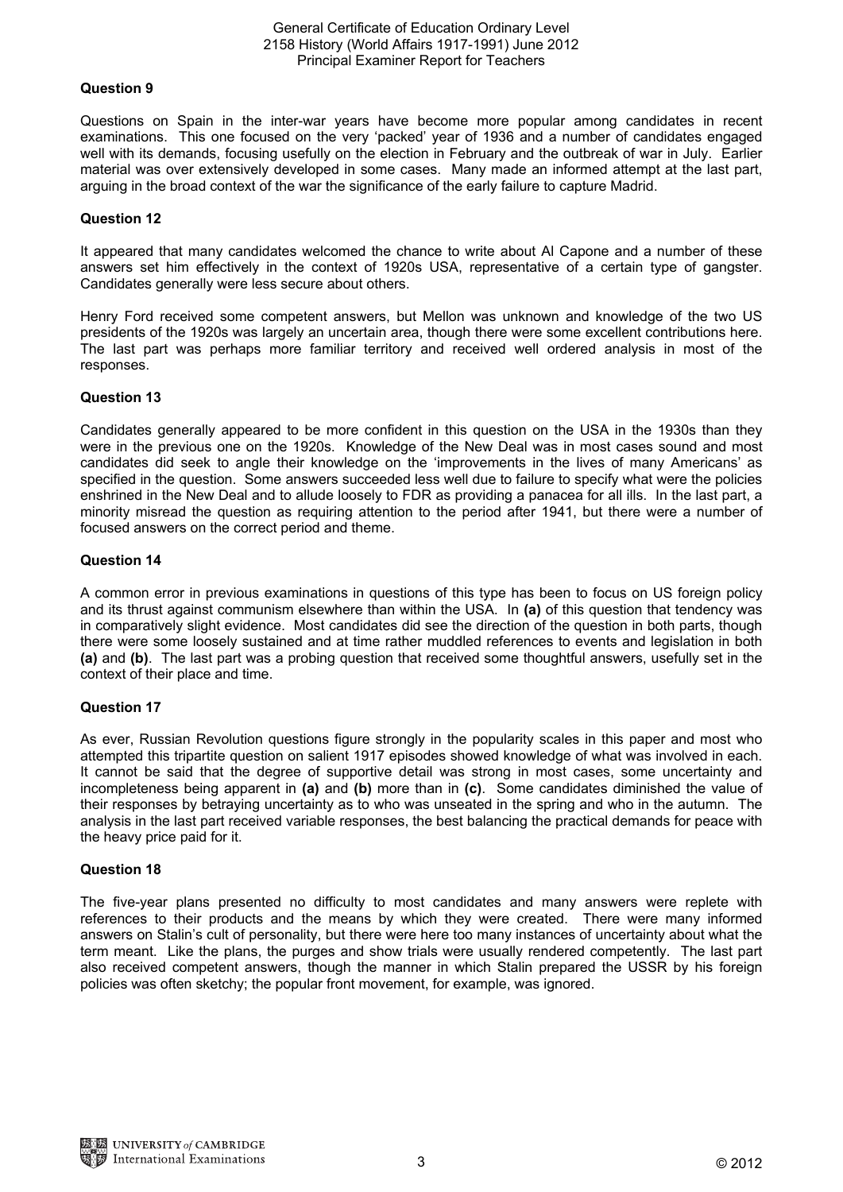### Question 9

Questions on Spain in the inter-war years have become more popular among candidates in recent examinations. This one focused on the very 'packed' year of 1936 and a number of candidates engaged well with its demands, focusing usefully on the election in February and the outbreak of war in July. Earlier material was over extensively developed in some cases. Many made an informed attempt at the last part, arguing in the broad context of the war the significance of the early failure to capture Madrid.

### Question 12

It appeared that many candidates welcomed the chance to write about Al Capone and a number of these answers set him effectively in the context of 1920s USA, representative of a certain type of gangster. Candidates generally were less secure about others.

Henry Ford received some competent answers, but Mellon was unknown and knowledge of the two US presidents of the 1920s was largely an uncertain area, though there were some excellent contributions here. The last part was perhaps more familiar territory and received well ordered analysis in most of the responses.

### Question 13

Candidates generally appeared to be more confident in this question on the USA in the 1930s than they were in the previous one on the 1920s. Knowledge of the New Deal was in most cases sound and most candidates did seek to angle their knowledge on the 'improvements in the lives of many Americans' as specified in the question. Some answers succeeded less well due to failure to specify what were the policies enshrined in the New Deal and to allude loosely to FDR as providing a panacea for all ills. In the last part, a minority misread the question as requiring attention to the period after 1941, but there were a number of focused answers on the correct period and theme.

### Question 14

A common error in previous examinations in questions of this type has been to focus on US foreign policy and its thrust against communism elsewhere than within the USA. In **(a)** of this question that tendency was in comparatively slight evidence. Most candidates did see the direction of the question in both parts, though there were some loosely sustained and at time rather muddled references to events and legislation in both **(a)** and **(b)**. The last part was a probing question that received some thoughtful answers, usefully set in the context of their place and time.

### Question 17

As ever, Russian Revolution questions figure strongly in the popularity scales in this paper and most who attempted this tripartite question on salient 1917 episodes showed knowledge of what was involved in each. It cannot be said that the degree of supportive detail was strong in most cases, some uncertainty and incompleteness being apparent in **(a)** and **(b)** more than in **(c)**. Some candidates diminished the value of their responses by betraying uncertainty as to who was unseated in the spring and who in the autumn. The analysis in the last part received variable responses, the best balancing the practical demands for peace with the heavy price paid for it.

### Question 18

The five-year plans presented no difficulty to most candidates and many answers were replete with references to their products and the means by which they were created. There were many informed answers on Stalin's cult of personality, but there were here too many instances of uncertainty about what the term meant. Like the plans, the purges and show trials were usually rendered competently. The last part also received competent answers, though the manner in which Stalin prepared the USSR by his foreign policies was often sketchy; the popular front movement, for example, was ignored.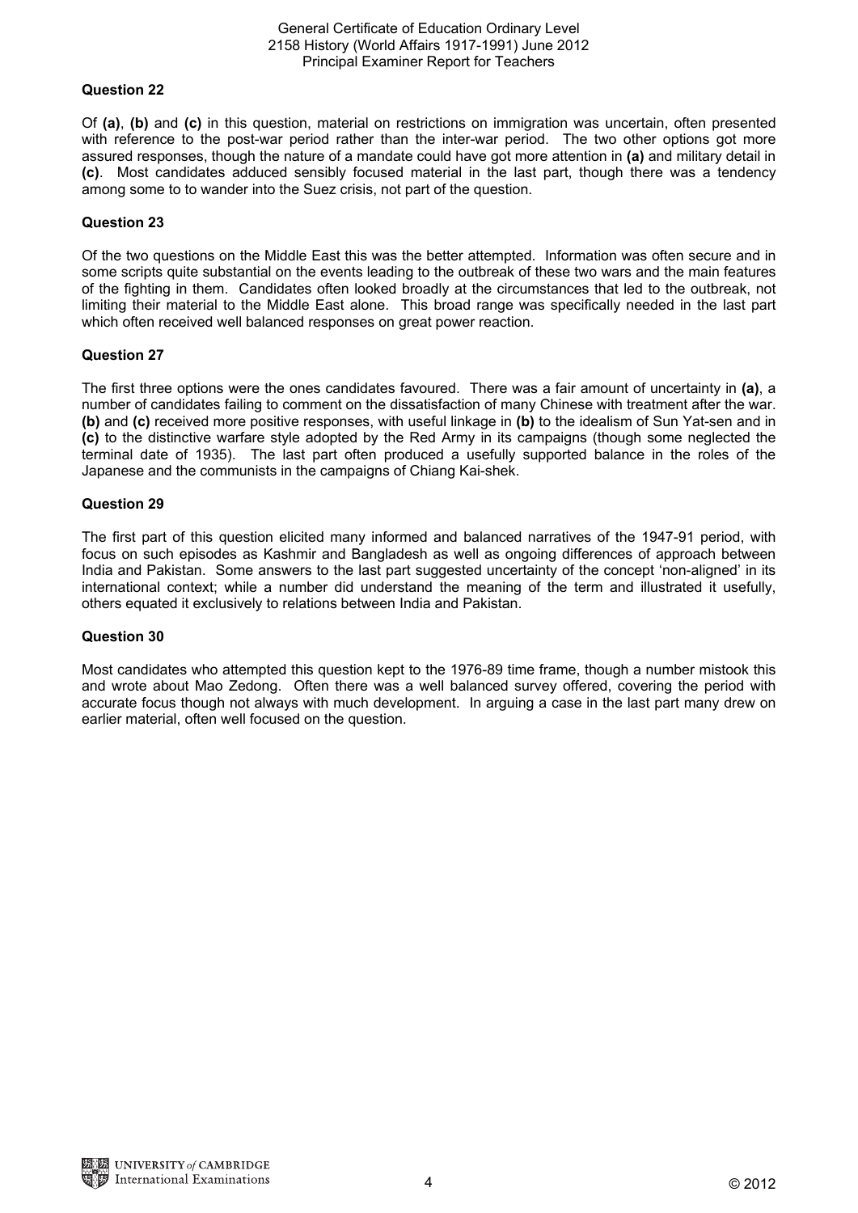### Question 22

Of **(a)**, **(b)** and **(c)** in this question, material on restrictions on immigration was uncertain, often presented with reference to the post-war period rather than the inter-war period. The two other options got more assured responses, though the nature of a mandate could have got more attention in **(a)** and military detail in **(c)**. Most candidates adduced sensibly focused material in the last part, though there was a tendency among some to to wander into the Suez crisis, not part of the question.

### Question 23

Of the two questions on the Middle East this was the better attempted. Information was often secure and in some scripts quite substantial on the events leading to the outbreak of these two wars and the main features of the fighting in them. Candidates often looked broadly at the circumstances that led to the outbreak, not limiting their material to the Middle East alone. This broad range was specifically needed in the last part which often received well balanced responses on great power reaction.

### Question 27

The first three options were the ones candidates favoured. There was a fair amount of uncertainty in **(a)**, a number of candidates failing to comment on the dissatisfaction of many Chinese with treatment after the war. **(b)** and **(c)** received more positive responses, with useful linkage in **(b)** to the idealism of Sun Yat-sen and in **(c)** to the distinctive warfare style adopted by the Red Army in its campaigns (though some neglected the terminal date of 1935). The last part often produced a usefully supported balance in the roles of the Japanese and the communists in the campaigns of Chiang Kai-shek.

### Question 29

The first part of this question elicited many informed and balanced narratives of the 1947-91 period, with focus on such episodes as Kashmir and Bangladesh as well as ongoing differences of approach between India and Pakistan. Some answers to the last part suggested uncertainty of the concept 'non-aligned' in its international context; while a number did understand the meaning of the term and illustrated it usefully, others equated it exclusively to relations between India and Pakistan.

### Question 30

Most candidates who attempted this question kept to the 1976-89 time frame, though a number mistook this and wrote about Mao Zedong. Often there was a well balanced survey offered, covering the period with accurate focus though not always with much development. In arguing a case in the last part many drew on earlier material, often well focused on the question.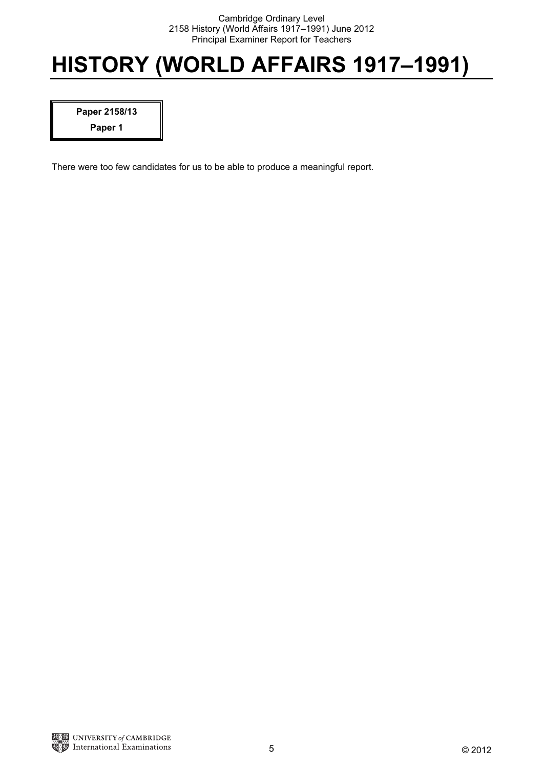# HISTORY (WORLD AFFAIRS 1917–1991)

**Paper 2158/13**

**Paper 1**

There were too few candidates for us to be able to produce a meaningful report.